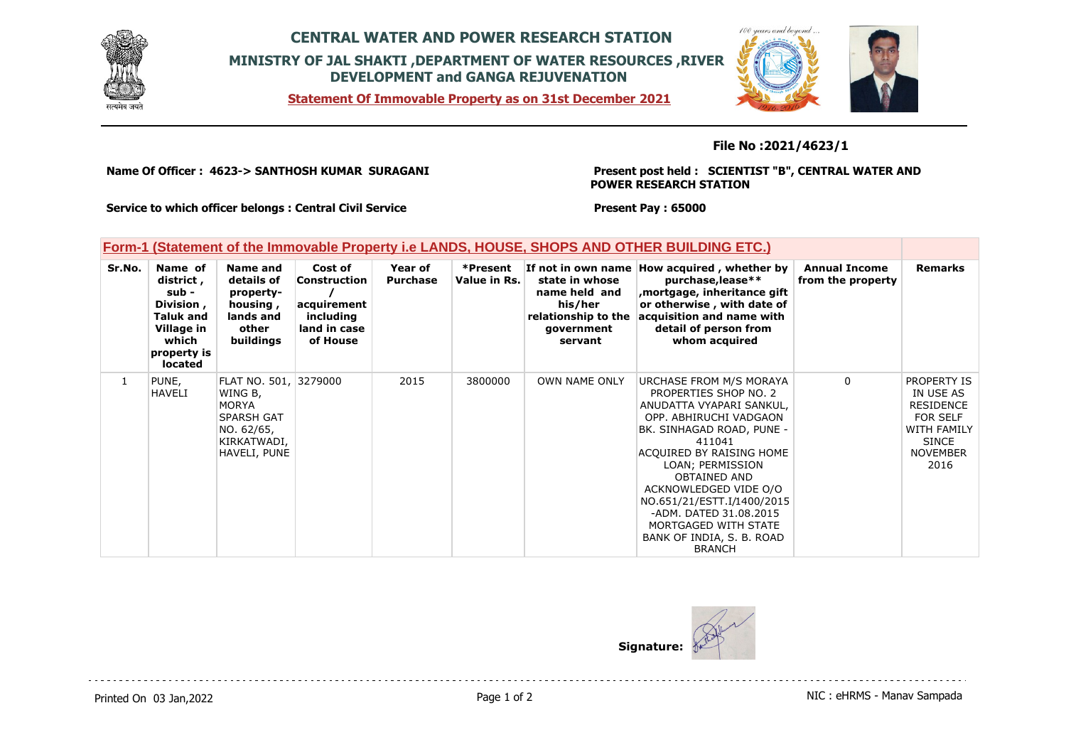# CENTRAL WATER AND POWER RESEARCH STATION

## MINISTRY OF JAL SHAKTI ,DEPARTMENT OF WATER RESOURCES ,RIVER DEVELOPMENT and GANGA REJUVENATION

**Statement Of Immovable Property as on 31st December 2021**

**File No :2021/4623/1**

**Name Of Officer : 4623-> SANTHOSH KUMAR SURAGANI**

**Present post held : SCIENTIST "B", CENTRAL WATER AND POWER RESEARCH STATION**

**Service to which officer belongs : Central Civil Service**

**Present Pay : 65000**

### Form-1 (Statement of the Immovable Property i.e LANDS, HOUSE, SHOPS AND OTHER BUILDING ETC.)

| Sr.No. | Name of district , sub - Division , Taluk and Village in which property is located | Name and details of property- housing , lands and other buildings | Cost of Construction / acquirement including land in case of House | Year of Purchase | *Present Value in Rs. | If not in own name state in whose name held and his/her relationship to the government servant | How acquired , whether by purchase,lease** ,mortgage, inheritance gift or otherwise , with date of acquisition and name with detail of person from whom acquired | Annual Income from the property | Remarks |
|---|---|---|---|---|---|---|---|---|---|
| 1 | PUNE, HAVELI | FLAT NO. 501, WING B, MORYA SPARSH GAT NO. 62/65, KIRKATWADI, HAVELI, PUNE | 3279000 | 2015 | 3800000 | OWN NAME ONLY | URCHASE FROM M/S MORAYA PROPERTIES SHOP NO. 2 ANUDATTA VYAPARI SANKUL, OPP. ABHIRUCHI VADGAON BK. SINHAGAD ROAD, PUNE - 411041 ACQUIRED BY RAISING HOME LOAN; PERMISSION OBTAINED AND ACKNOWLEDGED VIDE O/O NO.651/21/ESTT.I/1400/2015 -ADM. DATED 31.08.2015 MORTGAGED WITH STATE BANK OF INDIA, S. B. ROAD BRANCH | 0 | PROPERTY IS IN USE AS RESIDENCE FOR SELF WITH FAMILY SINCE NOVEMBER 2016 |

**Signature:**

Printed On 03 Jan,2022

NIC : eHRMS - Manav Sampada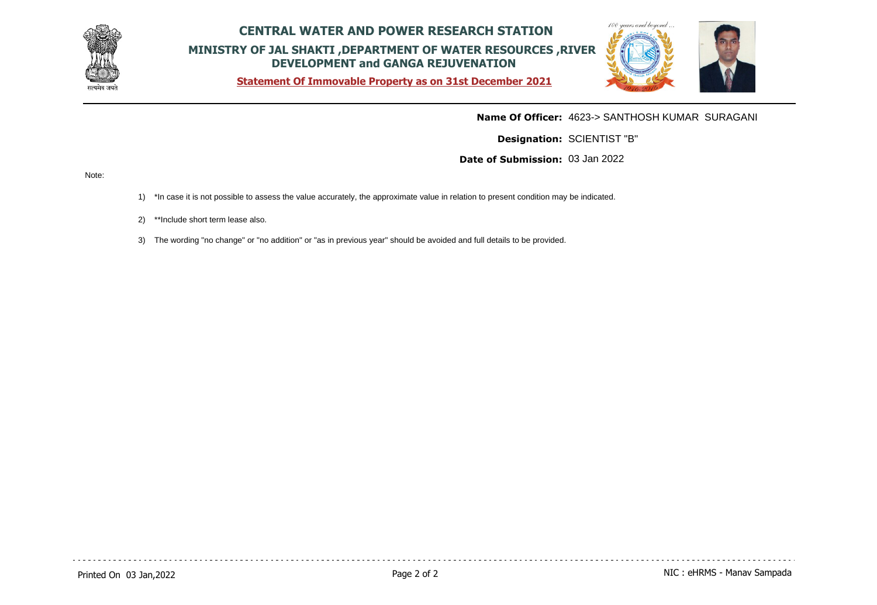# CENTRAL WATER AND POWER RESEARCH STATION

## MINISTRY OF JAL SHAKTI ,DEPARTMENT OF WATER RESOURCES ,RIVER DEVELOPMENT and GANGA REJUVENATION

**Statement Of Immovable Property as on 31st December 2021**

**Name Of Officer:** 4623-> SANTHOSH KUMAR SURAGANI

**Designation:** SCIENTIST "B"

**Date of Submission:** 03 Jan 2022

Note:

1) *In case it is not possible to assess the value accurately, the approximate value in relation to present condition may be indicated.

2) **Include short term lease also.

3) The wording "no change" or "no addition" or "as in previous year" should be avoided and full details to be provided.

Printed On 03 Jan,2022

NIC : eHRMS - Manav Sampada